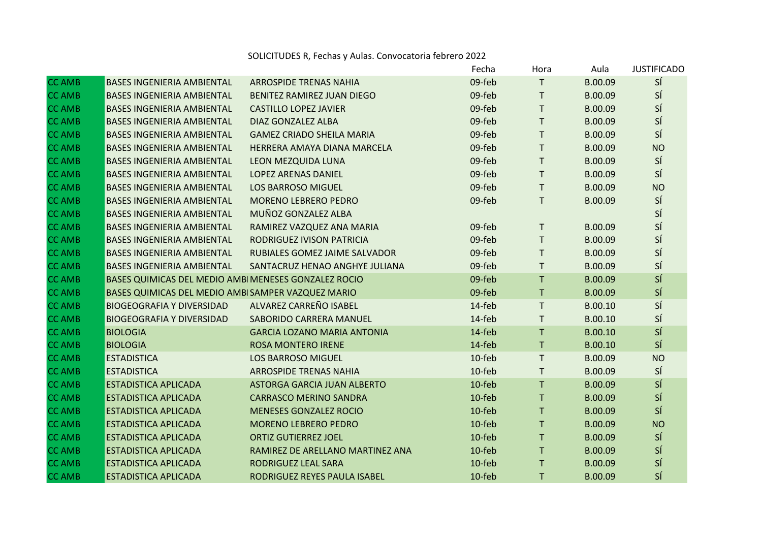SOLICITUDES R, Fechas y Aulas. Convocatoria febrero 2022

| | | | Fecha | Hora | Aula | JUSTIFICADO |
|---|---|---|---|---|---|---|
| CC AMB | BASES INGENIERIA AMBIENTAL | ARROSPIDE TRENAS NAHIA | 09-feb | T | B.00.09 | SÍ |
| CC AMB | BASES INGENIERIA AMBIENTAL | BENITEZ RAMIREZ JUAN DIEGO | 09-feb | T | B.00.09 | SÍ |
| CC AMB | BASES INGENIERIA AMBIENTAL | CASTILLO LOPEZ JAVIER | 09-feb | T | B.00.09 | SÍ |
| CC AMB | BASES INGENIERIA AMBIENTAL | DIAZ GONZALEZ ALBA | 09-feb | T | B.00.09 | SÍ |
| CC AMB | BASES INGENIERIA AMBIENTAL | GAMEZ CRIADO SHEILA MARIA | 09-feb | T | B.00.09 | SÍ |
| CC AMB | BASES INGENIERIA AMBIENTAL | HERRERA AMAYA DIANA MARCELA | 09-feb | T | B.00.09 | NO |
| CC AMB | BASES INGENIERIA AMBIENTAL | LEON MEZQUIDA LUNA | 09-feb | T | B.00.09 | SÍ |
| CC AMB | BASES INGENIERIA AMBIENTAL | LOPEZ ARENAS DANIEL | 09-feb | T | B.00.09 | SÍ |
| CC AMB | BASES INGENIERIA AMBIENTAL | LOS BARROSO MIGUEL | 09-feb | T | B.00.09 | NO |
| CC AMB | BASES INGENIERIA AMBIENTAL | MORENO LEBRERO PEDRO | 09-feb | T | B.00.09 | SÍ |
| CC AMB | BASES INGENIERIA AMBIENTAL | MUÑOZ GONZALEZ ALBA | | | | SÍ |
| CC AMB | BASES INGENIERIA AMBIENTAL | RAMIREZ VAZQUEZ ANA MARIA | 09-feb | T | B.00.09 | SÍ |
| CC AMB | BASES INGENIERIA AMBIENTAL | RODRIGUEZ IVISON PATRICIA | 09-feb | T | B.00.09 | SÍ |
| CC AMB | BASES INGENIERIA AMBIENTAL | RUBIALES GOMEZ JAIME SALVADOR | 09-feb | T | B.00.09 | SÍ |
| CC AMB | BASES INGENIERIA AMBIENTAL | SANTACRUZ HENAO ANGHYE JULIANA | 09-feb | T | B.00.09 | SÍ |
| CC AMB | BASES QUIMICAS DEL MEDIO AMBI | MENESES GONZALEZ ROCIO | 09-feb | T | B.00.09 | SÍ |
| CC AMB | BASES QUIMICAS DEL MEDIO AMBI | SAMPER VAZQUEZ MARIO | 09-feb | T | B.00.09 | SÍ |
| CC AMB | BIOGEOGRAFIA Y DIVERSIDAD | ALVAREZ CARREÑO ISABEL | 14-feb | T | B.00.10 | SÍ |
| CC AMB | BIOGEOGRAFIA Y DIVERSIDAD | SABORIDO CARRERA MANUEL | 14-feb | T | B.00.10 | SÍ |
| CC AMB | BIOLOGIA | GARCIA LOZANO MARIA ANTONIA | 14-feb | T | B.00.10 | SÍ |
| CC AMB | BIOLOGIA | ROSA MONTERO IRENE | 14-feb | T | B.00.10 | SÍ |
| CC AMB | ESTADISTICA | LOS BARROSO MIGUEL | 10-feb | T | B.00.09 | NO |
| CC AMB | ESTADISTICA | ARROSPIDE TRENAS NAHIA | 10-feb | T | B.00.09 | SÍ |
| CC AMB | ESTADISTICA APLICADA | ASTORGA GARCIA JUAN ALBERTO | 10-feb | T | B.00.09 | SÍ |
| CC AMB | ESTADISTICA APLICADA | CARRASCO MERINO SANDRA | 10-feb | T | B.00.09 | SÍ |
| CC AMB | ESTADISTICA APLICADA | MENESES GONZALEZ ROCIO | 10-feb | T | B.00.09 | SÍ |
| CC AMB | ESTADISTICA APLICADA | MORENO LEBRERO PEDRO | 10-feb | T | B.00.09 | NO |
| CC AMB | ESTADISTICA APLICADA | ORTIZ GUTIERREZ JOEL | 10-feb | T | B.00.09 | SÍ |
| CC AMB | ESTADISTICA APLICADA | RAMIREZ DE ARELLANO MARTINEZ ANA | 10-feb | T | B.00.09 | SÍ |
| CC AMB | ESTADISTICA APLICADA | RODRIGUEZ LEAL SARA | 10-feb | T | B.00.09 | SÍ |
| CC AMB | ESTADISTICA APLICADA | RODRIGUEZ REYES PAULA ISABEL | 10-feb | T | B.00.09 | SÍ |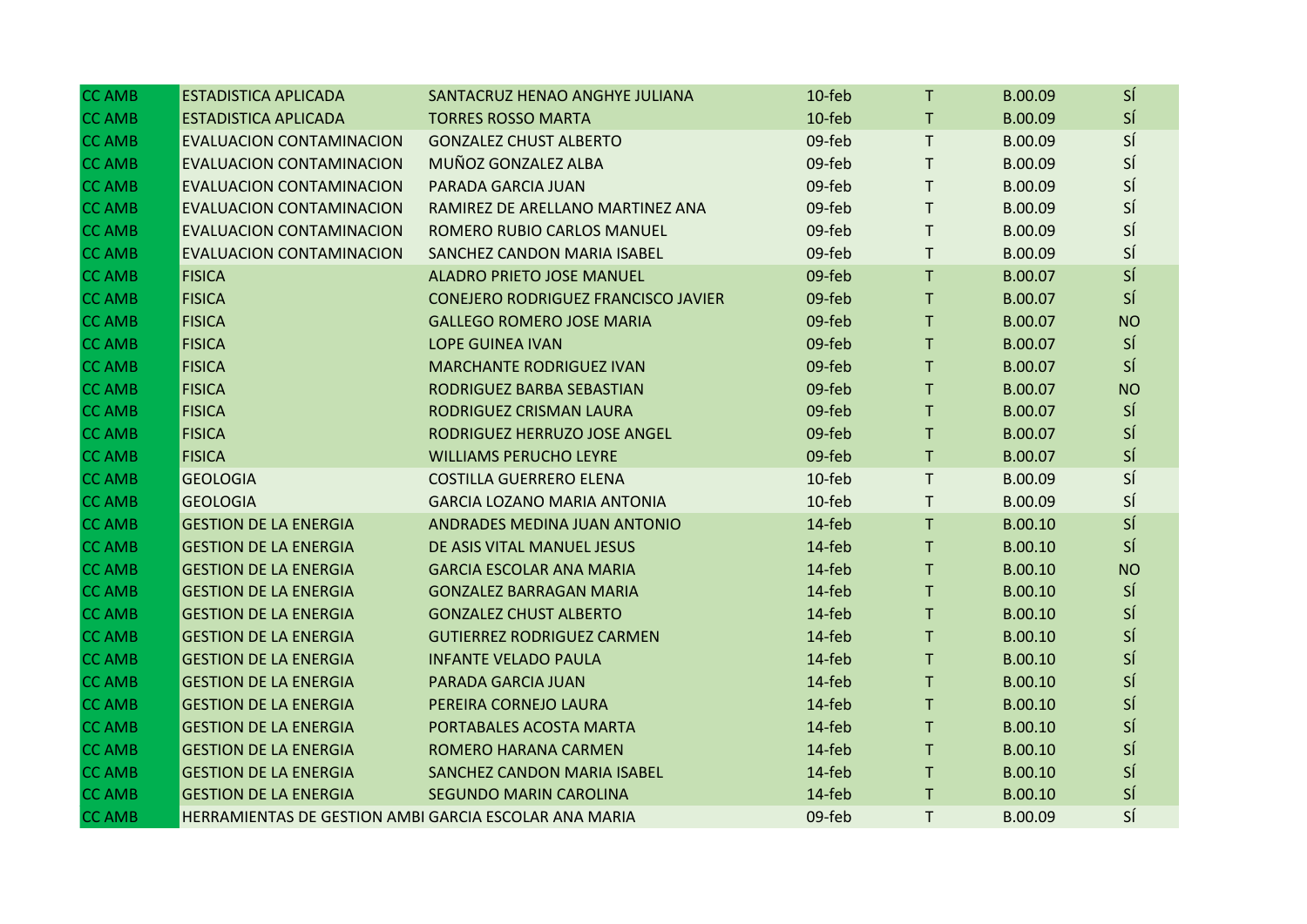| | | | | | | |
|---|---|---|---|---|---|---|
| CC AMB | ESTADISTICA APLICADA | SANTACRUZ HENAO ANGHYE JULIANA | 10-feb | T | B.00.09 | SÍ |
| CC AMB | ESTADISTICA APLICADA | TORRES ROSSO MARTA | 10-feb | T | B.00.09 | SÍ |
| CC AMB | EVALUACION CONTAMINACION | GONZALEZ CHUST ALBERTO | 09-feb | T | B.00.09 | SÍ |
| CC AMB | EVALUACION CONTAMINACION | MUÑOZ GONZALEZ ALBA | 09-feb | T | B.00.09 | SÍ |
| CC AMB | EVALUACION CONTAMINACION | PARADA GARCIA JUAN | 09-feb | T | B.00.09 | SÍ |
| CC AMB | EVALUACION CONTAMINACION | RAMIREZ DE ARELLANO MARTINEZ ANA | 09-feb | T | B.00.09 | SÍ |
| CC AMB | EVALUACION CONTAMINACION | ROMERO RUBIO CARLOS MANUEL | 09-feb | T | B.00.09 | SÍ |
| CC AMB | EVALUACION CONTAMINACION | SANCHEZ CANDON MARIA ISABEL | 09-feb | T | B.00.09 | SÍ |
| CC AMB | FISICA | ALADRO PRIETO JOSE MANUEL | 09-feb | T | B.00.07 | SÍ |
| CC AMB | FISICA | CONEJERO RODRIGUEZ FRANCISCO JAVIER | 09-feb | T | B.00.07 | SÍ |
| CC AMB | FISICA | GALLEGO ROMERO JOSE MARIA | 09-feb | T | B.00.07 | NO |
| CC AMB | FISICA | LOPE GUINEA IVAN | 09-feb | T | B.00.07 | SÍ |
| CC AMB | FISICA | MARCHANTE RODRIGUEZ IVAN | 09-feb | T | B.00.07 | SÍ |
| CC AMB | FISICA | RODRIGUEZ BARBA SEBASTIAN | 09-feb | T | B.00.07 | NO |
| CC AMB | FISICA | RODRIGUEZ CRISMAN LAURA | 09-feb | T | B.00.07 | SÍ |
| CC AMB | FISICA | RODRIGUEZ HERRUZO JOSE ANGEL | 09-feb | T | B.00.07 | SÍ |
| CC AMB | FISICA | WILLIAMS PERUCHO LEYRE | 09-feb | T | B.00.07 | SÍ |
| CC AMB | GEOLOGIA | COSTILLA GUERRERO ELENA | 10-feb | T | B.00.09 | SÍ |
| CC AMB | GEOLOGIA | GARCIA LOZANO MARIA ANTONIA | 10-feb | T | B.00.09 | SÍ |
| CC AMB | GESTION DE LA ENERGIA | ANDRADES MEDINA JUAN ANTONIO | 14-feb | T | B.00.10 | SÍ |
| CC AMB | GESTION DE LA ENERGIA | DE ASIS VITAL MANUEL JESUS | 14-feb | T | B.00.10 | SÍ |
| CC AMB | GESTION DE LA ENERGIA | GARCIA ESCOLAR ANA MARIA | 14-feb | T | B.00.10 | NO |
| CC AMB | GESTION DE LA ENERGIA | GONZALEZ BARRAGAN MARIA | 14-feb | T | B.00.10 | SÍ |
| CC AMB | GESTION DE LA ENERGIA | GONZALEZ CHUST ALBERTO | 14-feb | T | B.00.10 | SÍ |
| CC AMB | GESTION DE LA ENERGIA | GUTIERREZ RODRIGUEZ CARMEN | 14-feb | T | B.00.10 | SÍ |
| CC AMB | GESTION DE LA ENERGIA | INFANTE VELADO PAULA | 14-feb | T | B.00.10 | SÍ |
| CC AMB | GESTION DE LA ENERGIA | PARADA GARCIA JUAN | 14-feb | T | B.00.10 | SÍ |
| CC AMB | GESTION DE LA ENERGIA | PEREIRA CORNEJO LAURA | 14-feb | T | B.00.10 | SÍ |
| CC AMB | GESTION DE LA ENERGIA | PORTABALES ACOSTA MARTA | 14-feb | T | B.00.10 | SÍ |
| CC AMB | GESTION DE LA ENERGIA | ROMERO HARANA CARMEN | 14-feb | T | B.00.10 | SÍ |
| CC AMB | GESTION DE LA ENERGIA | SANCHEZ CANDON MARIA ISABEL | 14-feb | T | B.00.10 | SÍ |
| CC AMB | GESTION DE LA ENERGIA | SEGUNDO MARIN CAROLINA | 14-feb | T | B.00.10 | SÍ |
| CC AMB | HERRAMIENTAS DE GESTION AMBI | GARCIA ESCOLAR ANA MARIA | 09-feb | T | B.00.09 | SÍ |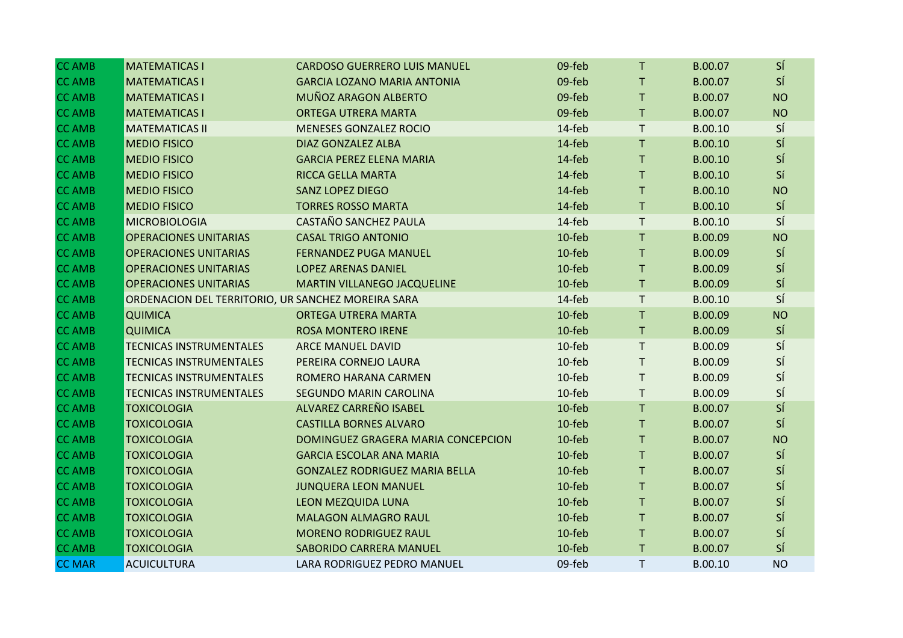| | | | | | | |
|---|---|---|---|---|---|---|
| CC AMB | MATEMATICAS I | CARDOSO GUERRERO LUIS MANUEL | 09-feb | T | B.00.07 | SÍ |
| CC AMB | MATEMATICAS I | GARCIA LOZANO MARIA ANTONIA | 09-feb | T | B.00.07 | SÍ |
| CC AMB | MATEMATICAS I | MUÑOZ ARAGON ALBERTO | 09-feb | T | B.00.07 | NO |
| CC AMB | MATEMATICAS I | ORTEGA UTRERA MARTA | 09-feb | T | B.00.07 | NO |
| CC AMB | MATEMATICAS II | MENESES GONZALEZ ROCIO | 14-feb | T | B.00.10 | SÍ |
| CC AMB | MEDIO FISICO | DIAZ GONZALEZ ALBA | 14-feb | T | B.00.10 | SÍ |
| CC AMB | MEDIO FISICO | GARCIA PEREZ ELENA MARIA | 14-feb | T | B.00.10 | SÍ |
| CC AMB | MEDIO FISICO | RICCA GELLA MARTA | 14-feb | T | B.00.10 | Sí |
| CC AMB | MEDIO FISICO | SANZ LOPEZ DIEGO | 14-feb | T | B.00.10 | NO |
| CC AMB | MEDIO FISICO | TORRES ROSSO MARTA | 14-feb | T | B.00.10 | SÍ |
| CC AMB | MICROBIOLOGIA | CASTAÑO SANCHEZ PAULA | 14-feb | T | B.00.10 | SÍ |
| CC AMB | OPERACIONES UNITARIAS | CASAL TRIGO ANTONIO | 10-feb | T | B.00.09 | NO |
| CC AMB | OPERACIONES UNITARIAS | FERNANDEZ PUGA MANUEL | 10-feb | T | B.00.09 | SÍ |
| CC AMB | OPERACIONES UNITARIAS | LOPEZ ARENAS DANIEL | 10-feb | T | B.00.09 | SÍ |
| CC AMB | OPERACIONES UNITARIAS | MARTIN VILLANEGO JACQUELINE | 10-feb | T | B.00.09 | SÍ |
| CC AMB | ORDENACION DEL TERRITORIO, UR | SANCHEZ MOREIRA SARA | 14-feb | T | B.00.10 | SÍ |
| CC AMB | QUIMICA | ORTEGA UTRERA MARTA | 10-feb | T | B.00.09 | NO |
| CC AMB | QUIMICA | ROSA MONTERO IRENE | 10-feb | T | B.00.09 | SÍ |
| CC AMB | TECNICAS INSTRUMENTALES | ARCE MANUEL DAVID | 10-feb | T | B.00.09 | SÍ |
| CC AMB | TECNICAS INSTRUMENTALES | PEREIRA CORNEJO LAURA | 10-feb | T | B.00.09 | SÍ |
| CC AMB | TECNICAS INSTRUMENTALES | ROMERO HARANA CARMEN | 10-feb | T | B.00.09 | SÍ |
| CC AMB | TECNICAS INSTRUMENTALES | SEGUNDO MARIN CAROLINA | 10-feb | T | B.00.09 | SÍ |
| CC AMB | TOXICOLOGIA | ALVAREZ CARREÑO ISABEL | 10-feb | T | B.00.07 | SÍ |
| CC AMB | TOXICOLOGIA | CASTILLA BORNES ALVARO | 10-feb | T | B.00.07 | SÍ |
| CC AMB | TOXICOLOGIA | DOMINGUEZ GRAGERA MARIA CONCEPCION | 10-feb | T | B.00.07 | NO |
| CC AMB | TOXICOLOGIA | GARCIA ESCOLAR ANA MARIA | 10-feb | T | B.00.07 | SÍ |
| CC AMB | TOXICOLOGIA | GONZALEZ RODRIGUEZ MARIA BELLA | 10-feb | T | B.00.07 | SÍ |
| CC AMB | TOXICOLOGIA | JUNQUERA LEON MANUEL | 10-feb | T | B.00.07 | SÍ |
| CC AMB | TOXICOLOGIA | LEON MEZQUIDA LUNA | 10-feb | T | B.00.07 | SÍ |
| CC AMB | TOXICOLOGIA | MALAGON ALMAGRO RAUL | 10-feb | T | B.00.07 | SÍ |
| CC AMB | TOXICOLOGIA | MORENO RODRIGUEZ RAUL | 10-feb | T | B.00.07 | SÍ |
| CC AMB | TOXICOLOGIA | SABORIDO CARRERA MANUEL | 10-feb | T | B.00.07 | SÍ |
| CC MAR | ACUICULTURA | LARA RODRIGUEZ PEDRO MANUEL | 09-feb | T | B.00.10 | NO |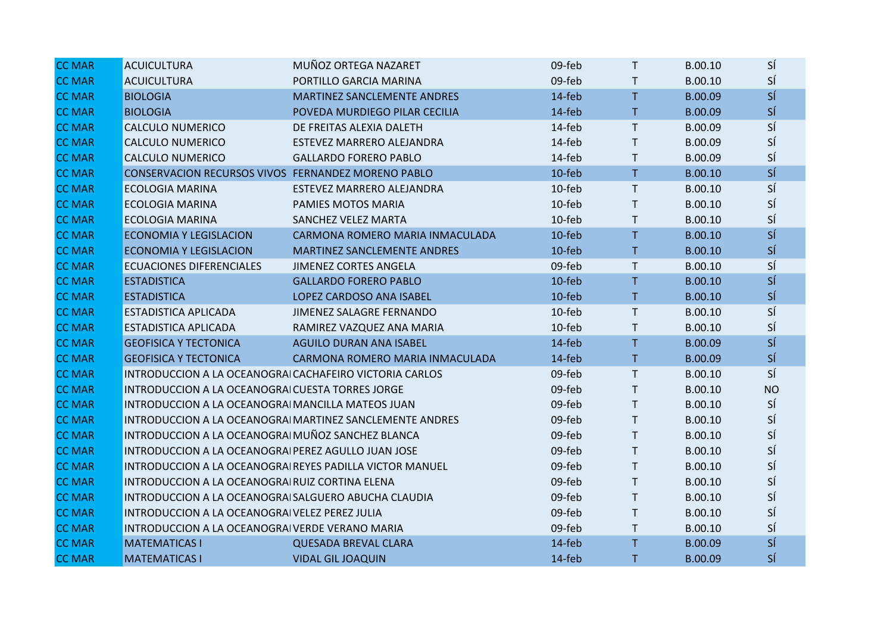| | | | | | | |
|---|---|---|---|---|---|---|
| CC MAR | ACUICULTURA | MUÑOZ ORTEGA NAZARET | 09-feb | T | B.00.10 | SÍ |
| CC MAR | ACUICULTURA | PORTILLO GARCIA MARINA | 09-feb | T | B.00.10 | SÍ |
| CC MAR | BIOLOGIA | MARTINEZ SANCLEMENTE ANDRES | 14-feb | T | B.00.09 | SÍ |
| CC MAR | BIOLOGIA | POVEDA MURDIEGO PILAR CECILIA | 14-feb | T | B.00.09 | SÍ |
| CC MAR | CALCULO NUMERICO | DE FREITAS ALEXIA DALETH | 14-feb | T | B.00.09 | SÍ |
| CC MAR | CALCULO NUMERICO | ESTEVEZ MARRERO ALEJANDRA | 14-feb | T | B.00.09 | SÍ |
| CC MAR | CALCULO NUMERICO | GALLARDO FORERO PABLO | 14-feb | T | B.00.09 | SÍ |
| CC MAR | CONSERVACION RECURSOS VIVOS | FERNANDEZ MORENO PABLO | 10-feb | T | B.00.10 | SÍ |
| CC MAR | ECOLOGIA MARINA | ESTEVEZ MARRERO ALEJANDRA | 10-feb | T | B.00.10 | SÍ |
| CC MAR | ECOLOGIA MARINA | PAMIES MOTOS MARIA | 10-feb | T | B.00.10 | SÍ |
| CC MAR | ECOLOGIA MARINA | SANCHEZ VELEZ MARTA | 10-feb | T | B.00.10 | SÍ |
| CC MAR | ECONOMIA Y LEGISLACION | CARMONA ROMERO MARIA INMACULADA | 10-feb | T | B.00.10 | SÍ |
| CC MAR | ECONOMIA Y LEGISLACION | MARTINEZ SANCLEMENTE ANDRES | 10-feb | T | B.00.10 | SÍ |
| CC MAR | ECUACIONES DIFERENCIALES | JIMENEZ CORTES ANGELA | 09-feb | T | B.00.10 | SÍ |
| CC MAR | ESTADISTICA | GALLARDO FORERO PABLO | 10-feb | T | B.00.10 | SÍ |
| CC MAR | ESTADISTICA | LOPEZ CARDOSO ANA ISABEL | 10-feb | T | B.00.10 | SÍ |
| CC MAR | ESTADISTICA APLICADA | JIMENEZ SALAGRE FERNANDO | 10-feb | T | B.00.10 | SÍ |
| CC MAR | ESTADISTICA APLICADA | RAMIREZ VAZQUEZ ANA MARIA | 10-feb | T | B.00.10 | SÍ |
| CC MAR | GEOFISICA Y TECTONICA | AGUILO DURAN ANA ISABEL | 14-feb | T | B.00.09 | SÍ |
| CC MAR | GEOFISICA Y TECTONICA | CARMONA ROMERO MARIA INMACULADA | 14-feb | T | B.00.09 | SÍ |
| CC MAR | INTRODUCCION A LA OCEANOGRAI | CACHAFEIRO VICTORIA CARLOS | 09-feb | T | B.00.10 | SÍ |
| CC MAR | INTRODUCCION A LA OCEANOGRAI | CUESTA TORRES JORGE | 09-feb | T | B.00.10 | NO |
| CC MAR | INTRODUCCION A LA OCEANOGRAI | MANCILLA MATEOS JUAN | 09-feb | T | B.00.10 | SÍ |
| CC MAR | INTRODUCCION A LA OCEANOGRAI | MARTINEZ SANCLEMENTE ANDRES | 09-feb | T | B.00.10 | SÍ |
| CC MAR | INTRODUCCION A LA OCEANOGRAI | MUÑOZ SANCHEZ BLANCA | 09-feb | T | B.00.10 | SÍ |
| CC MAR | INTRODUCCION A LA OCEANOGRAI | PEREZ AGULLO JUAN JOSE | 09-feb | T | B.00.10 | SÍ |
| CC MAR | INTRODUCCION A LA OCEANOGRAI | REYES PADILLA VICTOR MANUEL | 09-feb | T | B.00.10 | SÍ |
| CC MAR | INTRODUCCION A LA OCEANOGRAI | RUIZ CORTINA ELENA | 09-feb | T | B.00.10 | SÍ |
| CC MAR | INTRODUCCION A LA OCEANOGRAI | SALGUERO ABUCHA CLAUDIA | 09-feb | T | B.00.10 | SÍ |
| CC MAR | INTRODUCCION A LA OCEANOGRAI | VELEZ PEREZ JULIA | 09-feb | T | B.00.10 | SÍ |
| CC MAR | INTRODUCCION A LA OCEANOGRAI | VERDE VERANO MARIA | 09-feb | T | B.00.10 | SÍ |
| CC MAR | MATEMATICAS I | QUESADA BREVAL CLARA | 14-feb | T | B.00.09 | SÍ |
| CC MAR | MATEMATICAS I | VIDAL GIL JOAQUIN | 14-feb | T | B.00.09 | SÍ |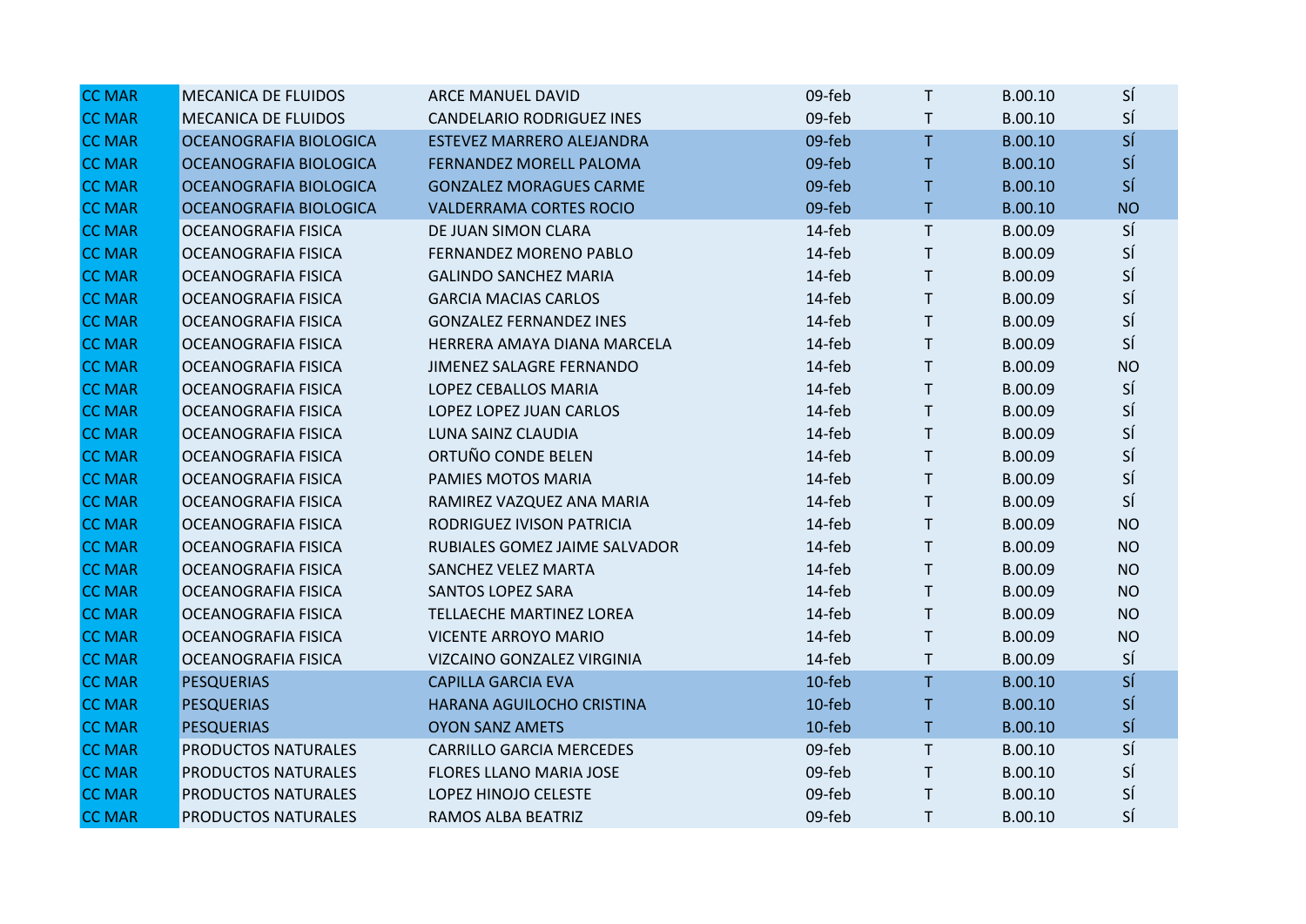| | | | | | | |
|---|---|---|---|---|---|---|
| CC MAR | MECANICA DE FLUIDOS | ARCE MANUEL DAVID | 09-feb | T | B.00.10 | SÍ |
| CC MAR | MECANICA DE FLUIDOS | CANDELARIO RODRIGUEZ INES | 09-feb | T | B.00.10 | SÍ |
| CC MAR | OCEANOGRAFIA BIOLOGICA | ESTEVEZ MARRERO ALEJANDRA | 09-feb | T | B.00.10 | SÍ |
| CC MAR | OCEANOGRAFIA BIOLOGICA | FERNANDEZ MORELL PALOMA | 09-feb | T | B.00.10 | SÍ |
| CC MAR | OCEANOGRAFIA BIOLOGICA | GONZALEZ MORAGUES CARME | 09-feb | T | B.00.10 | SÍ |
| CC MAR | OCEANOGRAFIA BIOLOGICA | VALDERRAMA CORTES ROCIO | 09-feb | T | B.00.10 | NO |
| CC MAR | OCEANOGRAFIA FISICA | DE JUAN SIMON CLARA | 14-feb | T | B.00.09 | SÍ |
| CC MAR | OCEANOGRAFIA FISICA | FERNANDEZ MORENO PABLO | 14-feb | T | B.00.09 | SÍ |
| CC MAR | OCEANOGRAFIA FISICA | GALINDO SANCHEZ MARIA | 14-feb | T | B.00.09 | SÍ |
| CC MAR | OCEANOGRAFIA FISICA | GARCIA MACIAS CARLOS | 14-feb | T | B.00.09 | SÍ |
| CC MAR | OCEANOGRAFIA FISICA | GONZALEZ FERNANDEZ INES | 14-feb | T | B.00.09 | SÍ |
| CC MAR | OCEANOGRAFIA FISICA | HERRERA AMAYA DIANA MARCELA | 14-feb | T | B.00.09 | SÍ |
| CC MAR | OCEANOGRAFIA FISICA | JIMENEZ SALAGRE FERNANDO | 14-feb | T | B.00.09 | NO |
| CC MAR | OCEANOGRAFIA FISICA | LOPEZ CEBALLOS MARIA | 14-feb | T | B.00.09 | SÍ |
| CC MAR | OCEANOGRAFIA FISICA | LOPEZ LOPEZ JUAN CARLOS | 14-feb | T | B.00.09 | SÍ |
| CC MAR | OCEANOGRAFIA FISICA | LUNA SAINZ CLAUDIA | 14-feb | T | B.00.09 | SÍ |
| CC MAR | OCEANOGRAFIA FISICA | ORTUÑO CONDE BELEN | 14-feb | T | B.00.09 | SÍ |
| CC MAR | OCEANOGRAFIA FISICA | PAMIES MOTOS MARIA | 14-feb | T | B.00.09 | SÍ |
| CC MAR | OCEANOGRAFIA FISICA | RAMIREZ VAZQUEZ ANA MARIA | 14-feb | T | B.00.09 | SÍ |
| CC MAR | OCEANOGRAFIA FISICA | RODRIGUEZ IVISON PATRICIA | 14-feb | T | B.00.09 | NO |
| CC MAR | OCEANOGRAFIA FISICA | RUBIALES GOMEZ JAIME SALVADOR | 14-feb | T | B.00.09 | NO |
| CC MAR | OCEANOGRAFIA FISICA | SANCHEZ VELEZ MARTA | 14-feb | T | B.00.09 | NO |
| CC MAR | OCEANOGRAFIA FISICA | SANTOS LOPEZ SARA | 14-feb | T | B.00.09 | NO |
| CC MAR | OCEANOGRAFIA FISICA | TELLAECHE MARTINEZ LOREA | 14-feb | T | B.00.09 | NO |
| CC MAR | OCEANOGRAFIA FISICA | VICENTE ARROYO MARIO | 14-feb | T | B.00.09 | NO |
| CC MAR | OCEANOGRAFIA FISICA | VIZCAINO GONZALEZ VIRGINIA | 14-feb | T | B.00.09 | SÍ |
| CC MAR | PESQUERIAS | CAPILLA GARCIA EVA | 10-feb | T | B.00.10 | SÍ |
| CC MAR | PESQUERIAS | HARANA AGUILOCHO CRISTINA | 10-feb | T | B.00.10 | SÍ |
| CC MAR | PESQUERIAS | OYON SANZ AMETS | 10-feb | T | B.00.10 | SÍ |
| CC MAR | PRODUCTOS NATURALES | CARRILLO GARCIA MERCEDES | 09-feb | T | B.00.10 | SÍ |
| CC MAR | PRODUCTOS NATURALES | FLORES LLANO MARIA JOSE | 09-feb | T | B.00.10 | SÍ |
| CC MAR | PRODUCTOS NATURALES | LOPEZ HINOJO CELESTE | 09-feb | T | B.00.10 | SÍ |
| CC MAR | PRODUCTOS NATURALES | RAMOS ALBA BEATRIZ | 09-feb | T | B.00.10 | SÍ |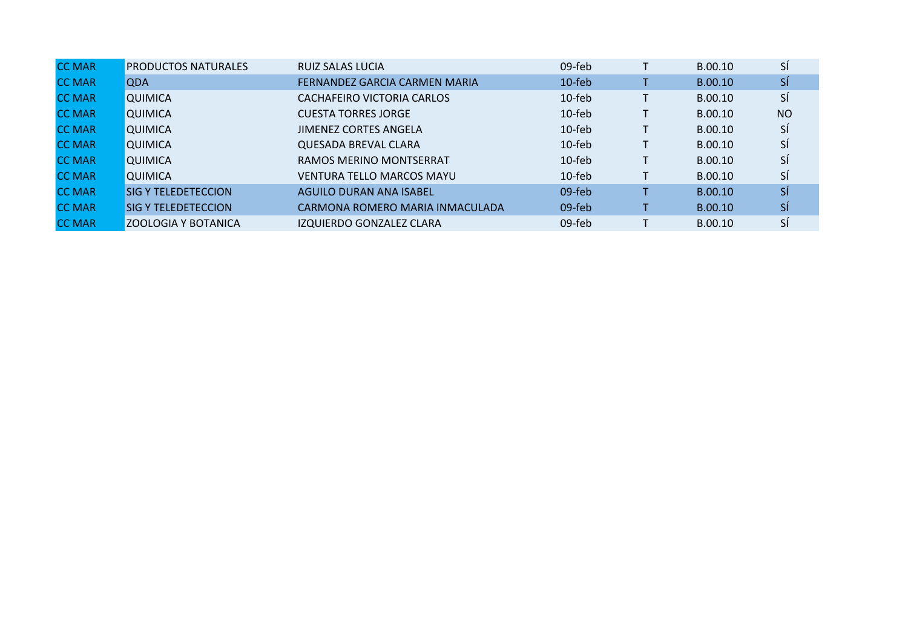| | | | | | | |
|---|---|---|---|---|---|---|
| CC MAR | PRODUCTOS NATURALES | RUIZ SALAS LUCIA | 09-feb | T | B.00.10 | SÍ |
| CC MAR | QDA | FERNANDEZ GARCIA CARMEN MARIA | 10-feb | T | B.00.10 | SÍ |
| CC MAR | QUIMICA | CACHAFEIRO VICTORIA CARLOS | 10-feb | T | B.00.10 | SÍ |
| CC MAR | QUIMICA | CUESTA TORRES JORGE | 10-feb | T | B.00.10 | NO |
| CC MAR | QUIMICA | JIMENEZ CORTES ANGELA | 10-feb | T | B.00.10 | SÍ |
| CC MAR | QUIMICA | QUESADA BREVAL CLARA | 10-feb | T | B.00.10 | SÍ |
| CC MAR | QUIMICA | RAMOS MERINO MONTSERRAT | 10-feb | T | B.00.10 | SÍ |
| CC MAR | QUIMICA | VENTURA TELLO MARCOS MAYU | 10-feb | T | B.00.10 | SÍ |
| CC MAR | SIG Y TELEDETECCION | AGUILO DURAN ANA ISABEL | 09-feb | T | B.00.10 | SÍ |
| CC MAR | SIG Y TELEDETECCION | CARMONA ROMERO MARIA INMACULADA | 09-feb | T | B.00.10 | SÍ |
| CC MAR | ZOOLOGIA Y BOTANICA | IZQUIERDO GONZALEZ CLARA | 09-feb | T | B.00.10 | SÍ |